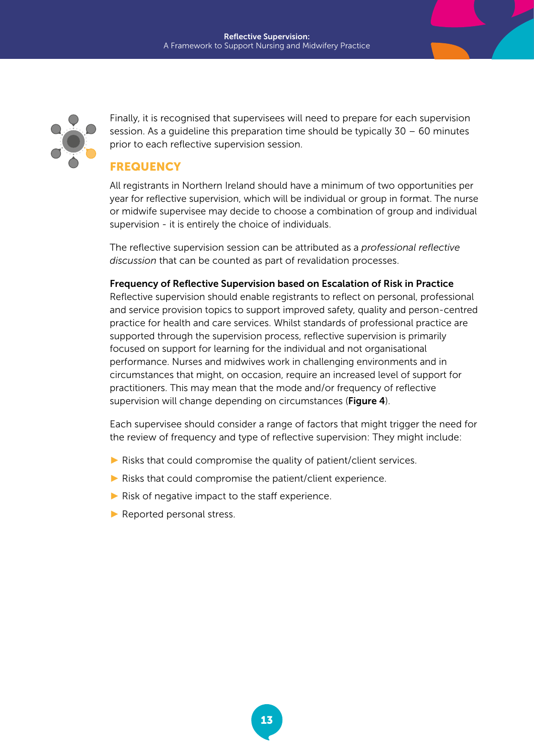Finally, it is recognised that supervisees will need to prepare for each supervision session. As a guideline this preparation time should be typically 30 – 60 minutes prior to each reflective supervision session.

## FREQUENCY

All registrants in Northern Ireland should have a minimum of two opportunities per year for reflective supervision, which will be individual or group in format. The nurse or midwife supervisee may decide to choose a combination of group and individual supervision - it is entirely the choice of individuals.

The reflective supervision session can be attributed as a *professional reflective discussion* that can be counted as part of revalidation processes.

**Frequency of Reflective Supervision based on Escalation of Risk in Practice**
Reflective supervision should enable registrants to reflect on personal, professional and service provision topics to support improved safety, quality and person-centred practice for health and care services. Whilst standards of professional practice are supported through the supervision process, reflective supervision is primarily focused on support for learning for the individual and not organisational performance. Nurses and midwives work in challenging environments and in circumstances that might, on occasion, require an increased level of support for practitioners. This may mean that the mode and/or frequency of reflective supervision will change depending on circumstances (**Figure 4**).

Each supervisee should consider a range of factors that might trigger the need for the review of frequency and type of reflective supervision: They might include:

- Risks that could compromise the quality of patient/client services.
- Risks that could compromise the patient/client experience.
- Risk of negative impact to the staff experience.
- Reported personal stress.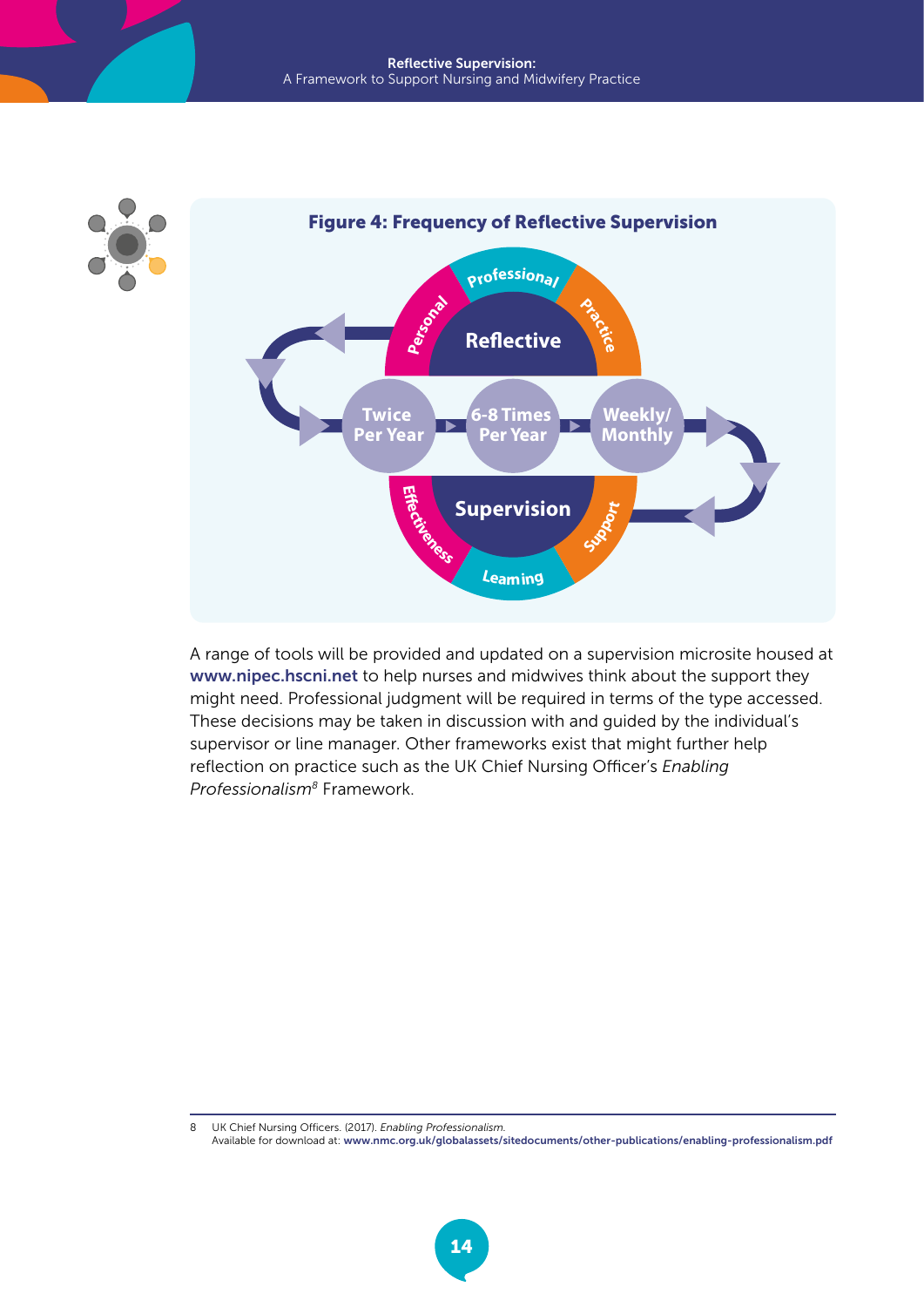**Figure 4: Frequency of Reflective Supervision**

Reflective

Personal

Professional

Practice

Twice Per Year

6-8 Times Per Year

Weekly/ Monthly

Supervision

Effectiveness

Learning

Support

A range of tools will be provided and updated on a supervision microsite housed at **www.nipec.hscni.net** to help nurses and midwives think about the support they might need. Professional judgment will be required in terms of the type accessed. These decisions may be taken in discussion with and guided by the individual's supervisor or line manager. Other frameworks exist that might further help reflection on practice such as the UK Chief Nursing Officer's *Enabling Professionalism*[8] Framework.

8 UK Chief Nursing Officers. (2017). *Enabling Professionalism.* Available for download at: **www.nmc.org.uk/globalassets/sitedocuments/other-publications/enabling-professionalism.pdf**